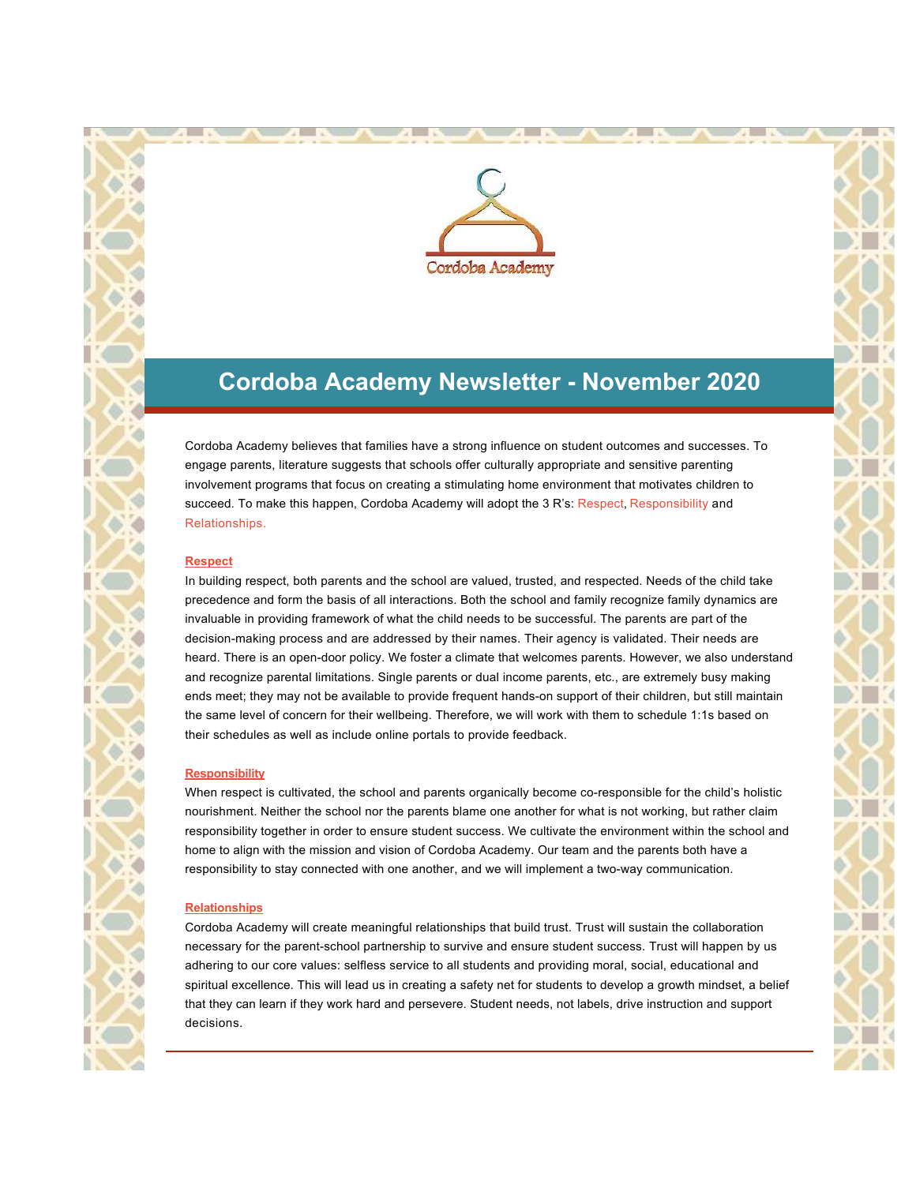Cordoba Academy

# Cordoba Academy Newsletter - November 2020

Cordoba Academy believes that families have a strong influence on student outcomes and successes. To engage parents, literature suggests that schools offer culturally appropriate and sensitive parenting involvement programs that focus on creating a stimulating home environment that motivates children to succeed. To make this happen, Cordoba Academy will adopt the 3 R's: Respect, Responsibility and Relationships.

## Respect

In building respect, both parents and the school are valued, trusted, and respected. Needs of the child take precedence and form the basis of all interactions. Both the school and family recognize family dynamics are invaluable in providing framework of what the child needs to be successful. The parents are part of the decision-making process and are addressed by their names. Their agency is validated. Their needs are heard. There is an open-door policy. We foster a climate that welcomes parents. However, we also understand and recognize parental limitations. Single parents or dual income parents, etc., are extremely busy making ends meet; they may not be available to provide frequent hands-on support of their children, but still maintain the same level of concern for their wellbeing. Therefore, we will work with them to schedule 1:1s based on their schedules as well as include online portals to provide feedback.

## Responsibility

When respect is cultivated, the school and parents organically become co-responsible for the child's holistic nourishment. Neither the school nor the parents blame one another for what is not working, but rather claim responsibility together in order to ensure student success. We cultivate the environment within the school and home to align with the mission and vision of Cordoba Academy. Our team and the parents both have a responsibility to stay connected with one another, and we will implement a two-way communication.

## Relationships

Cordoba Academy will create meaningful relationships that build trust. Trust will sustain the collaboration necessary for the parent-school partnership to survive and ensure student success. Trust will happen by us adhering to our core values: selfless service to all students and providing moral, social, educational and spiritual excellence. This will lead us in creating a safety net for students to develop a growth mindset, a belief that they can learn if they work hard and persevere. Student needs, not labels, drive instruction and support decisions.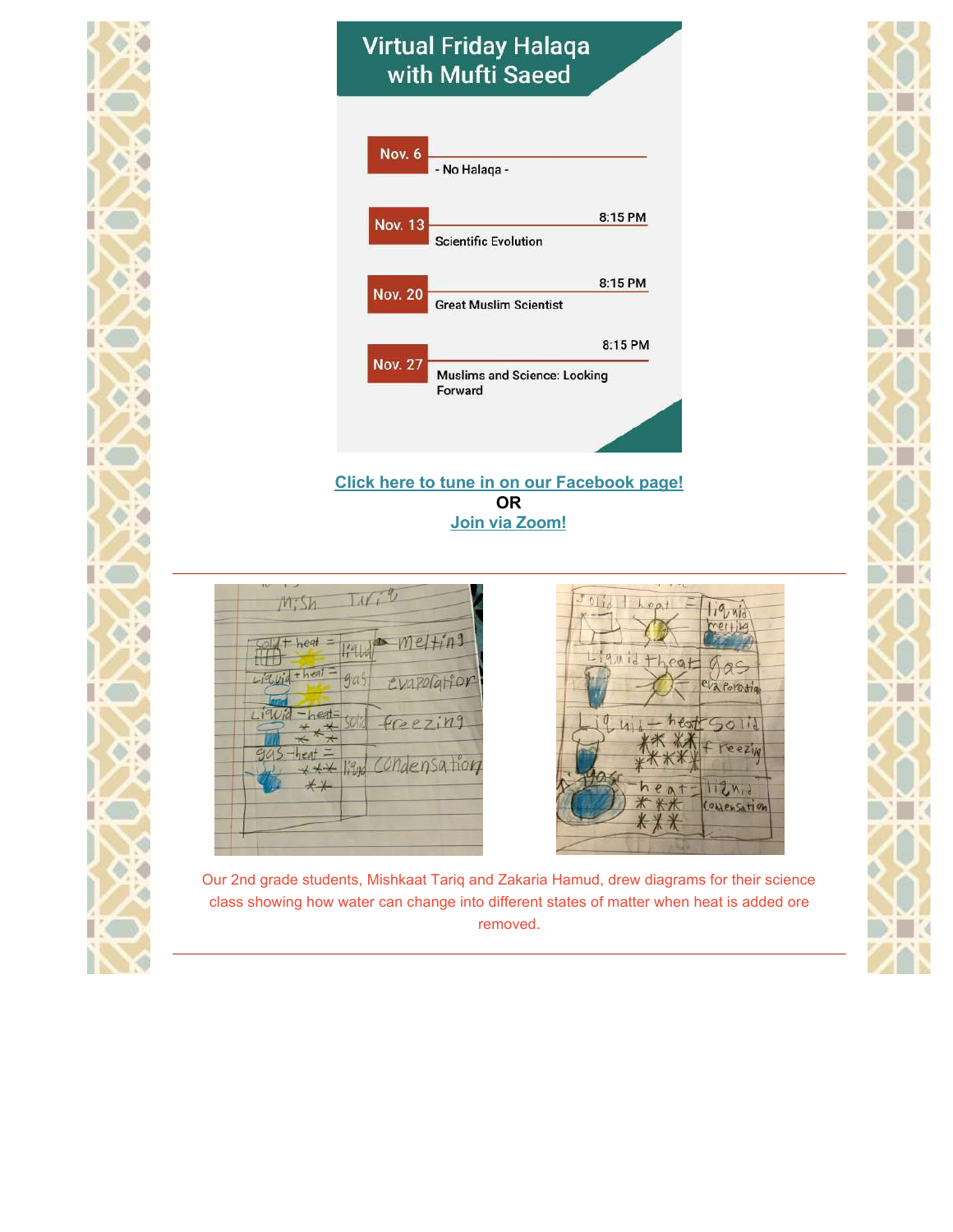## Virtual Friday Halaqa with Mufti Saeed

**Nov. 6** - No Halaqa -

**Nov. 13** 8:15 PM
Scientific Evolution

**Nov. 20** 8:15 PM
Great Muslim Scientist

**Nov. 27** 8:15 PM
Muslims and Science: Looking Forward

**Click here to tune in on our Facebook page!**
**OR**
**Join via Zoom!**

---

Our 2nd grade students, Mishkaat Tariq and Zakaria Hamud, drew diagrams for their science class showing how water can change into different states of matter when heat is added ore removed.

---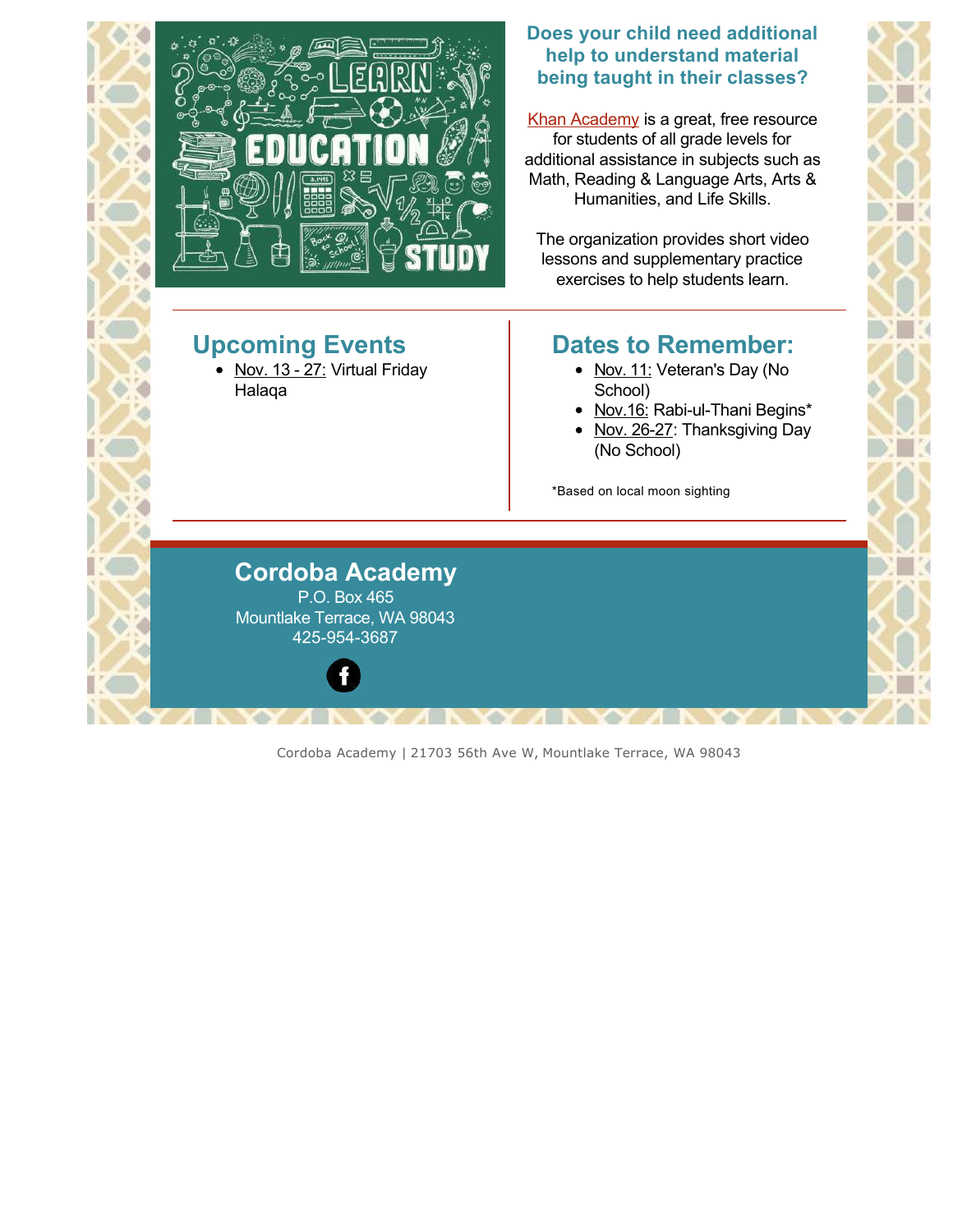### Does your child need additional help to understand material being taught in their classes?

Khan Academy is a great, free resource for students of all grade levels for additional assistance in subjects such as Math, Reading & Language Arts, Arts & Humanities, and Life Skills.

The organization provides short video lessons and supplementary practice exercises to help students learn.

## Upcoming Events

- Nov. 13 - 27: Virtual Friday Halaqa

## Dates to Remember:

- Nov. 11: Veteran's Day (No School)
- Nov.16: Rabi-ul-Thani Begins*
- Nov. 26-27: Thanksgiving Day (No School)

*Based on local moon sighting

**Cordoba Academy**
P.O. Box 465
Mountlake Terrace, WA 98043
425-954-3687

Cordoba Academy | 21703 56th Ave W, Mountlake Terrace, WA 98043